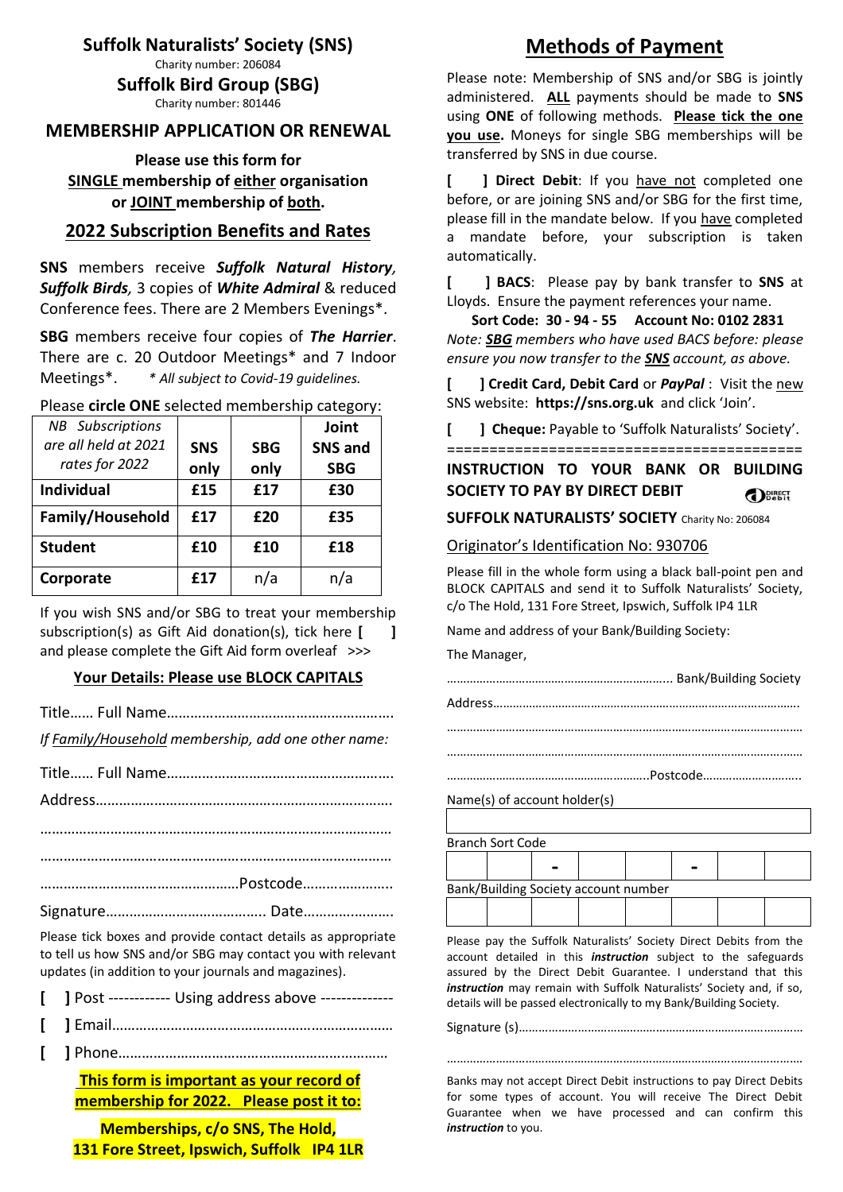# Suffolk Naturalists' Society (SNS)

Charity number: 206084

# Suffolk Bird Group (SBG)

Charity number: 801446

## MEMBERSHIP APPLICATION OR RENEWAL

**Please use this form for SINGLE membership of either organisation or JOINT membership of both.**

## 2022 Subscription Benefits and Rates

**SNS** members receive ***Suffolk Natural History, Suffolk Birds,*** 3 copies of ***White Admiral*** & reduced Conference fees. There are 2 Members Evenings*.

**SBG** members receive four copies of ***The Harrier***. There are c. 20 Outdoor Meetings* and 7 Indoor Meetings*. *\* All subject to Covid-19 guidelines.*

Please **circle ONE** selected membership category:

| *NB Subscriptions are all held at 2021 rates for 2022* | **SNS only** | **SBG only** | **Joint SNS and SBG** |
|---|---|---|---|
| **Individual** | **£15** | **£17** | **£30** |
| **Family/Household** | **£17** | **£20** | **£35** |
| **Student** | **£10** | **£10** | **£18** |
| **Corporate** | **£17** | n/a | n/a |

If you wish SNS and/or SBG to treat your membership subscription(s) as Gift Aid donation(s), tick here **[ ]** and please complete the Gift Aid form overleaf >>>

### Your Details: Please use BLOCK CAPITALS

Title…… Full Name…………………………………………………

*If Family/Household membership, add one other name:*

Title…… Full Name…………………………………………………

Address……………………………………………………………………

……………………………………………………………………………………

……………………………………………………………………………………

……………………………………………Postcode…………………..

Signature………………………………….. Date…………………..

Please tick boxes and provide contact details as appropriate to tell us how SNS and/or SBG may contact you with relevant updates (in addition to your journals and magazines).

**[ ]** Post ------------ Using address above --------------

**[ ]** Email………………………………………………………………

**[ ]** Phone……………………………………………………………

**This form is important as your record of membership for 2022. Please post it to:**

**Memberships, c/o SNS, The Hold, 131 Fore Street, Ipswich, Suffolk IP4 1LR**

# Methods of Payment

Please note: Membership of SNS and/or SBG is jointly administered. **ALL** payments should be made to **SNS** using **ONE** of following methods. **Please tick the one you use.** Moneys for single SBG memberships will be transferred by SNS in due course.

**[ ] Direct Debit**: If you have not completed one before, or are joining SNS and/or SBG for the first time, please fill in the mandate below. If you have completed a mandate before, your subscription is taken automatically.

**[ ] BACS**: Please pay by bank transfer to **SNS** at Lloyds. Ensure the payment references your name.

**Sort Code: 30 - 94 - 55 Account No: 0102 2831**

*Note: **SBG** members who have used BACS before: please ensure you now transfer to the **SNS** account, as above.*

**[ ] Credit Card, Debit Card** or ***PayPal*** : Visit the new SNS website: **https://sns.org.uk** and click 'Join'.

**[ ] Cheque:** Payable to 'Suffolk Naturalists' Society'.

========================================

**INSTRUCTION TO YOUR BANK OR BUILDING SOCIETY TO PAY BY DIRECT DEBIT**

**SUFFOLK NATURALISTS' SOCIETY** Charity No: 206084

Originator's Identification No: 930706

Please fill in the whole form using a black ball-point pen and BLOCK CAPITALS and send it to Suffolk Naturalists' Society, c/o The Hold, 131 Fore Street, Ipswich, Suffolk IP4 1LR

Name and address of your Bank/Building Society:

The Manager,

………………………………………………………… Bank/Building Society

Address………………………………………………………………………….

……………………………………………………………………………………

……………………………………………………………………………………

…………………………………………………….Postcode……………………….

Name(s) of account holder(s)

Branch Sort Code

Bank/Building Society account number

Please pay the Suffolk Naturalists' Society Direct Debits from the account detailed in this ***instruction*** subject to the safeguards assured by the Direct Debit Guarantee. I understand that this ***instruction*** may remain with Suffolk Naturalists' Society and, if so, details will be passed electronically to my Bank/Building Society.

Signature (s)……………………………………………………………………

……………………………………………………………………………………

Banks may not accept Direct Debit instructions to pay Direct Debits for some types of account. You will receive The Direct Debit Guarantee when we have processed and can confirm this ***instruction*** to you.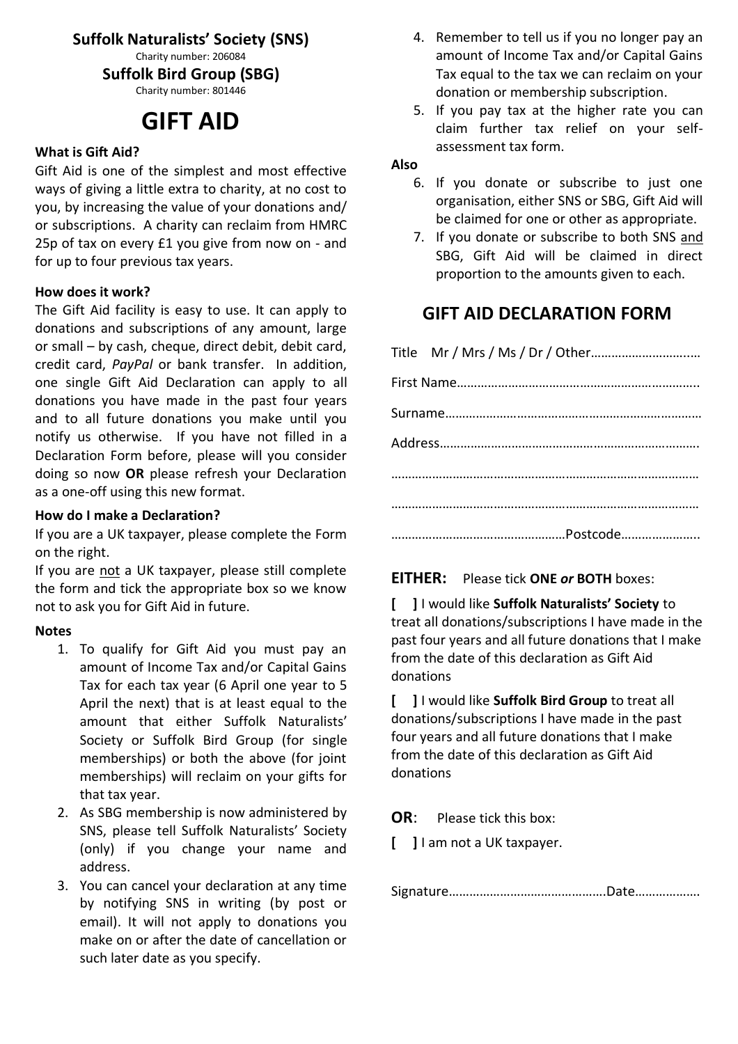**Suffolk Naturalists' Society (SNS)**

Charity number: 206084

**Suffolk Bird Group (SBG)**

Charity number: 801446

# GIFT AID

**What is Gift Aid?**

Gift Aid is one of the simplest and most effective ways of giving a little extra to charity, at no cost to you, by increasing the value of your donations and/ or subscriptions. A charity can reclaim from HMRC 25p of tax on every £1 you give from now on - and for up to four previous tax years.

**How does it work?**

The Gift Aid facility is easy to use. It can apply to donations and subscriptions of any amount, large or small – by cash, cheque, direct debit, debit card, credit card, *PayPal* or bank transfer. In addition, one single Gift Aid Declaration can apply to all donations you have made in the past four years and to all future donations you make until you notify us otherwise. If you have not filled in a Declaration Form before, please will you consider doing so now **OR** please refresh your Declaration as a one-off using this new format.

**How do I make a Declaration?**

If you are a UK taxpayer, please complete the Form on the right.

If you are not a UK taxpayer, please still complete the form and tick the appropriate box so we know not to ask you for Gift Aid in future.

**Notes**

1. To qualify for Gift Aid you must pay an amount of Income Tax and/or Capital Gains Tax for each tax year (6 April one year to 5 April the next) that is at least equal to the amount that either Suffolk Naturalists' Society or Suffolk Bird Group (for single memberships) or both the above (for joint memberships) will reclaim on your gifts for that tax year.
2. As SBG membership is now administered by SNS, please tell Suffolk Naturalists' Society (only) if you change your name and address.
3. You can cancel your declaration at any time by notifying SNS in writing (by post or email). It will not apply to donations you make on or after the date of cancellation or such later date as you specify.
4. Remember to tell us if you no longer pay an amount of Income Tax and/or Capital Gains Tax equal to the tax we can reclaim on your donation or membership subscription.
5. If you pay tax at the higher rate you can claim further tax relief on your self-assessment tax form.

**Also**

6. If you donate or subscribe to just one organisation, either SNS or SBG, Gift Aid will be claimed for one or other as appropriate.
7. If you donate or subscribe to both SNS and SBG, Gift Aid will be claimed in direct proportion to the amounts given to each.

## GIFT AID DECLARATION FORM

Title Mr / Mrs / Ms / Dr / Other…………………………..

First Name…………………………………………………………….

Surname…………………………………………………………………

Address………………………………………………………………….

……………………………………………………………………………

……………………………………………………………………………

……………………………………………Postcode…………………..

**EITHER:** Please tick **ONE** ***or*** **BOTH** boxes:

**[ ]** I would like **Suffolk Naturalists' Society** to treat all donations/subscriptions I have made in the past four years and all future donations that I make from the date of this declaration as Gift Aid donations

**[ ]** I would like **Suffolk Bird Group** to treat all donations/subscriptions I have made in the past four years and all future donations that I make from the date of this declaration as Gift Aid donations

**OR**: Please tick this box:

**[ ]** I am not a UK taxpayer.

Signature………………………………………Date……………….